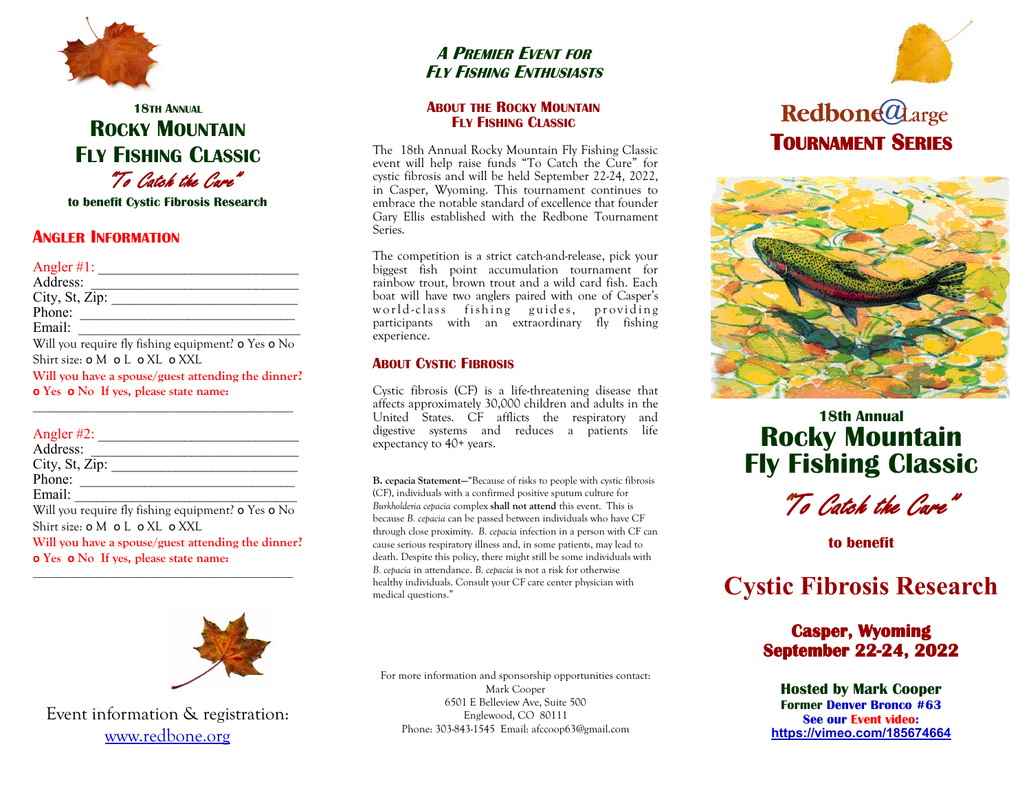### 18th Annual

# Rocky Mountain Fly Fishing Classic

*"To Catch the Cure"*

**to benefit Cystic Fibrosis Research**

## Angler Information

Angler #1: ___________________________
Address: ___________________________
City, St, Zip: ________________________
Phone: ____________________________
Email: _____________________________
Will you require fly fishing equipment? o Yes o No
Shirt size: o M o L o XL o XXL
**Will you have a spouse/guest attending the dinner?**
**o Yes o No If yes, please state name:**
___________________________________

Angler #2: ___________________________
Address: ___________________________
City, St, Zip: ________________________
Phone: ____________________________
Email: _____________________________
Will you require fly fishing equipment? o Yes o No
Shirt size: o M o L o XL o XXL
**Will you have a spouse/guest attending the dinner?**
**o Yes o No If yes, please state name:**
___________________________________

Event information & registration:
www.redbone.org

## *A Premier Event for Fly Fishing Enthusiasts*

### About the Rocky Mountain Fly Fishing Classic

The 18th Annual Rocky Mountain Fly Fishing Classic event will help raise funds "To Catch the Cure" for cystic fibrosis and will be held September 22-24, 2022, in Casper, Wyoming. This tournament continues to embrace the notable standard of excellence that founder Gary Ellis established with the Redbone Tournament Series.

The competition is a strict catch-and-release, pick your biggest fish point accumulation tournament for rainbow trout, brown trout and a wild card fish. Each boat will have two anglers paired with one of Casper's world-class fishing guides, providing participants with an extraordinary fly fishing experience.

### About Cystic Fibrosis

Cystic fibrosis (CF) is a life-threatening disease that affects approximately 30,000 children and adults in the United States. CF afflicts the respiratory and digestive systems and reduces a patients life expectancy to 40+ years.

**B. cepacia Statement**—"Because of risks to people with cystic fibrosis (CF), individuals with a confirmed positive sputum culture for *Burkholderia cepacia* complex **shall not attend** this event. This is because *B. cepacia* can be passed between individuals who have CF through close proximity. *B. cepacia* infection in a person with CF can cause serious respiratory illness and, in some patients, may lead to death. Despite this policy, there might still be some individuals with *B. cepacia* in attendance. *B. cepacia* is not a risk for otherwise healthy individuals. Consult your CF care center physician with medical questions."

For more information and sponsorship opportunities contact:
Mark Cooper
6501 E Belleview Ave, Suite 500
Englewood, CO 80111
Phone: 303-843-1545 Email: afccoop63@gmail.com

## Redbone@Large Tournament Series

### 18th Annual

# Rocky Mountain Fly Fishing Classic

*"To Catch the Cure"*

**to benefit**

# Cystic Fibrosis Research

**Casper, Wyoming**
**September 22-24, 2022**

**Hosted by Mark Cooper**
**Former Denver Bronco #63**
**See our Event video:**
**https://vimeo.com/185674664**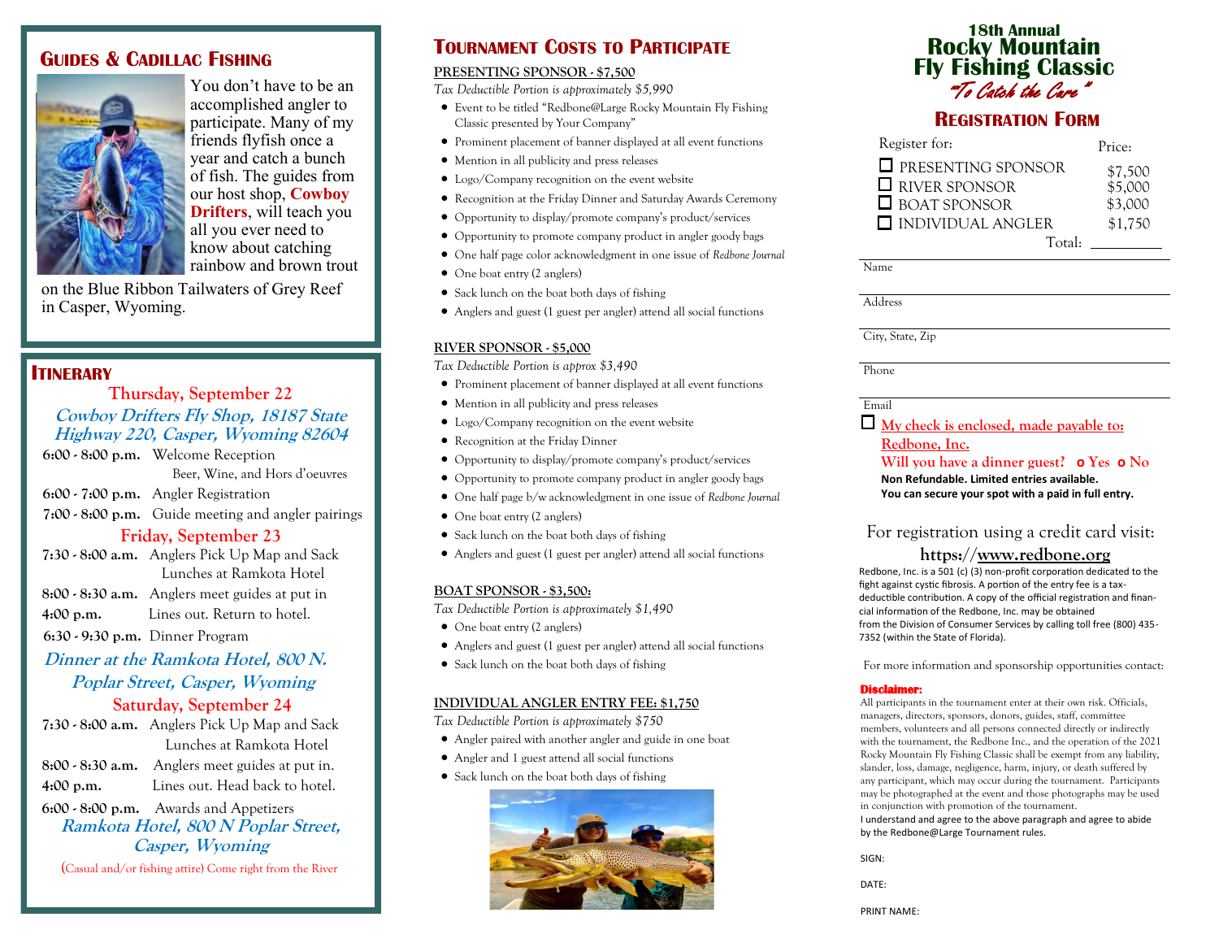## Guides & Cadillac Fishing

You don't have to be an accomplished angler to participate. Many of my friends flyfish once a year and catch a bunch of fish. The guides from our host shop, **Cowboy Drifters**, will teach you all you ever need to know about catching rainbow and brown trout on the Blue Ribbon Tailwaters of Grey Reef in Casper, Wyoming.

## Itinerary

### Thursday, September 22

***Cowboy Drifters Fly Shop, 18187 State Highway 220, Casper, Wyoming 82604***

**6:00 - 8:00 p.m.** Welcome Reception
Beer, Wine, and Hors d'oeuvres

**6:00 - 7:00 p.m.** Angler Registration

**7:00 - 8:00 p.m.** Guide meeting and angler pairings

### Friday, September 23

**7:30 - 8:00 a.m.** Anglers Pick Up Map and Sack Lunches at Ramkota Hotel

**8:00 - 8:30 a.m.** Anglers meet guides at put in

**4:00 p.m.** Lines out. Return to hotel.

**6:30 - 9:30 p.m.** Dinner Program

***Dinner at the Ramkota Hotel, 800 N. Poplar Street, Casper, Wyoming***

### Saturday, September 24

**7:30 - 8:00 a.m.** Anglers Pick Up Map and Sack Lunches at Ramkota Hotel

**8:00 - 8:30 a.m.** Anglers meet guides at put in.

**4:00 p.m.** Lines out. Head back to hotel.

**6:00 - 8:00 p.m.** Awards and Appetizers

***Ramkota Hotel, 800 N Poplar Street, Casper, Wyoming***

(Casual and/or fishing attire) Come right from the River

## Tournament Costs to Participate

**PRESENTING SPONSOR - $7,500**

*Tax Deductible Portion is approximately $5,990*

- Event to be titled "Redbone@Large Rocky Mountain Fly Fishing Classic presented by Your Company"
- Prominent placement of banner displayed at all event functions
- Mention in all publicity and press releases
- Logo/Company recognition on the event website
- Recognition at the Friday Dinner and Saturday Awards Ceremony
- Opportunity to display/promote company's product/services
- Opportunity to promote company product in angler goody bags
- One half page color acknowledgment in one issue of *Redbone Journal*
- One boat entry (2 anglers)
- Sack lunch on the boat both days of fishing
- Anglers and guest (1 guest per angler) attend all social functions

**RIVER SPONSOR - $5,000**

*Tax Deductible Portion is approx $3,490*

- Prominent placement of banner displayed at all event functions
- Mention in all publicity and press releases
- Logo/Company recognition on the event website
- Recognition at the Friday Dinner
- Opportunity to display/promote company's product/services
- Opportunity to promote company product in angler goody bags
- One half page b/w acknowledgment in one issue of *Redbone Journal*
- One boat entry (2 anglers)
- Sack lunch on the boat both days of fishing
- Anglers and guest (1 guest per angler) attend all social functions

**BOAT SPONSOR - $3,500:**

*Tax Deductible Portion is approximately $1,490*

- One boat entry (2 anglers)
- Anglers and guest (1 guest per angler) attend all social functions
- Sack lunch on the boat both days of fishing

**INDIVIDUAL ANGLER ENTRY FEE: $1,750**

*Tax Deductible Portion is approximately $750*

- Angler paired with another angler and guide in one boat
- Angler and 1 guest attend all social functions
- Sack lunch on the boat both days of fishing

# 18th Annual Rocky Mountain Fly Fishing Classic

*"To Catch the Cure"*

## Registration Form

| Register for: | Price: |
|---|---|
| ☐ PRESENTING SPONSOR | $7,500 |
| ☐ RIVER SPONSOR | $5,000 |
| ☐ BOAT SPONSOR | $3,000 |
| ☐ INDIVIDUAL ANGLER | $1,750 |
| Total: | __________ |

Name

Address

City, State, Zip

Phone

Email

☐ **My check is enclosed, made payable to: Redbone, Inc.**

**Will you have a dinner guest? o Yes o No**

**Non Refundable. Limited entries available.**
**You can secure your spot with a paid in full entry.**

For registration using a credit card visit:

**https://www.redbone.org**

Redbone, Inc. is a 501 (c) (3) non-profit corporation dedicated to the fight against cystic fibrosis. A portion of the entry fee is a tax-deductible contribution. A copy of the official registration and financial information of the Redbone, Inc. may be obtained from the Division of Consumer Services by calling toll free (800) 435-7352 (within the State of Florida).

For more information and sponsorship opportunities contact:

**Disclaimer:**
All participants in the tournament enter at their own risk. Officials, managers, directors, sponsors, donors, guides, staff, committee members, volunteers and all persons connected directly or indirectly with the tournament, the Redbone Inc., and the operation of the 2021 Rocky Mountain Fly Fishing Classic shall be exempt from any liability, slander, loss, damage, negligence, harm, injury, or death suffered by any participant, which may occur during the tournament. Participants may be photographed at the event and those photographs may be used in conjunction with promotion of the tournament.
I understand and agree to the above paragraph and agree to abide by the Redbone@Large Tournament rules.

SIGN:

DATE:

PRINT NAME: